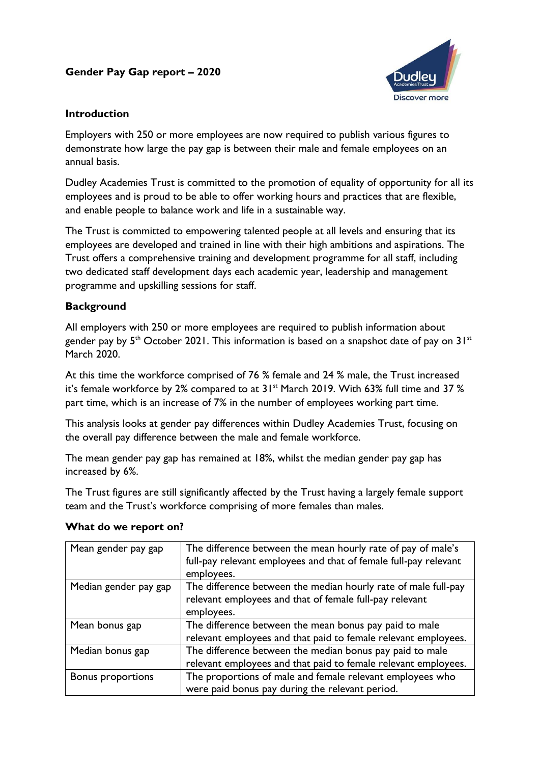# Gender Pay Gap report – 2020

## Introduction

Employers with 250 or more employees are now required to publish various figures to demonstrate how large the pay gap is between their male and female employees on an annual basis.

Dudley Academies Trust is committed to the promotion of equality of opportunity for all its employees and is proud to be able to offer working hours and practices that are flexible, and enable people to balance work and life in a sustainable way.

The Trust is committed to empowering talented people at all levels and ensuring that its employees are developed and trained in line with their high ambitions and aspirations. The Trust offers a comprehensive training and development programme for all staff, including two dedicated staff development days each academic year, leadership and management programme and upskilling sessions for staff.

## Background

All employers with 250 or more employees are required to publish information about gender pay by 5th October 2021. This information is based on a snapshot date of pay on 31st March 2020.

At this time the workforce comprised of 76 % female and 24 % male, the Trust increased it's female workforce by 2% compared to at 31st March 2019. With 63% full time and 37 % part time, which is an increase of 7% in the number of employees working part time.

This analysis looks at gender pay differences within Dudley Academies Trust, focusing on the overall pay difference between the male and female workforce.

The mean gender pay gap has remained at 18%, whilst the median gender pay gap has increased by 6%.

The Trust figures are still significantly affected by the Trust having a largely female support team and the Trust's workforce comprising of more females than males.

## What do we report on?

| | |
|---|---|
| Mean gender pay gap | The difference between the mean hourly rate of pay of male's full-pay relevant employees and that of female full-pay relevant employees. |
| Median gender pay gap | The difference between the median hourly rate of male full-pay relevant employees and that of female full-pay relevant employees. |
| Mean bonus gap | The difference between the mean bonus pay paid to male relevant employees and that paid to female relevant employees. |
| Median bonus gap | The difference between the median bonus pay paid to male relevant employees and that paid to female relevant employees. |
| Bonus proportions | The proportions of male and female relevant employees who were paid bonus pay during the relevant period. |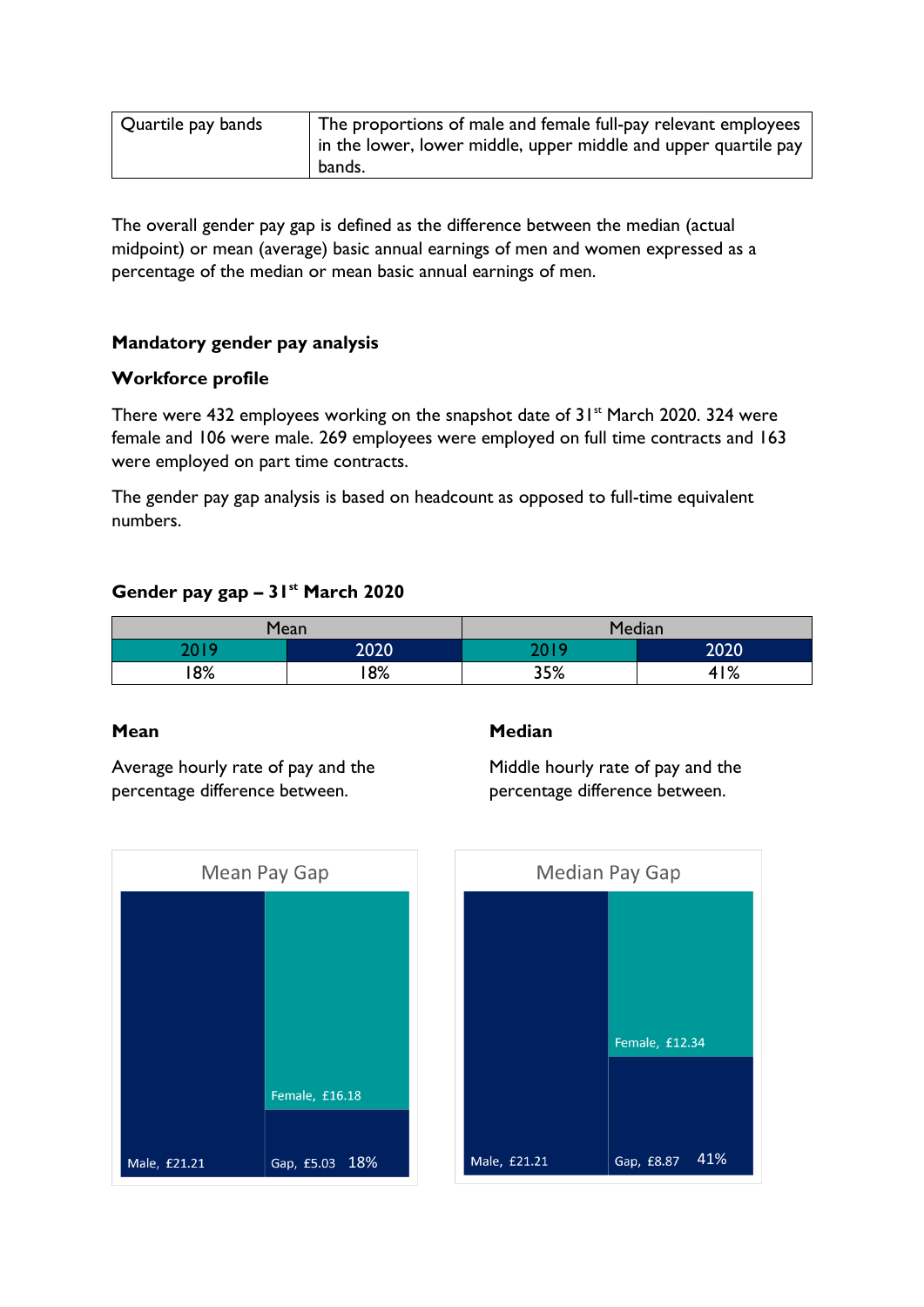| Quartile pay bands | The proportions of male and female full-pay relevant employees in the lower, lower middle, upper middle and upper quartile pay bands. |
|---|---|

The overall gender pay gap is defined as the difference between the median (actual midpoint) or mean (average) basic annual earnings of men and women expressed as a percentage of the median or mean basic annual earnings of men.

## Mandatory gender pay analysis

### Workforce profile

There were 432 employees working on the snapshot date of 31st March 2020. 324 were female and 106 were male. 269 employees were employed on full time contracts and 163 were employed on part time contracts.

The gender pay gap analysis is based on headcount as opposed to full-time equivalent numbers.

### Gender pay gap – 31st March 2020

| Mean | | Median | |
|---|---|---|---|
| 2019 | 2020 | 2019 | 2020 |
| 18% | 18% | 35% | 41% |

**Mean**

Average hourly rate of pay and the percentage difference between.

**Median**

Middle hourly rate of pay and the percentage difference between.

Mean Pay Gap

Male, £21.21 | Female, £16.18 | Gap, £5.03 18%

Median Pay Gap

Male, £21.21 | Female, £12.34 | Gap, £8.87 41%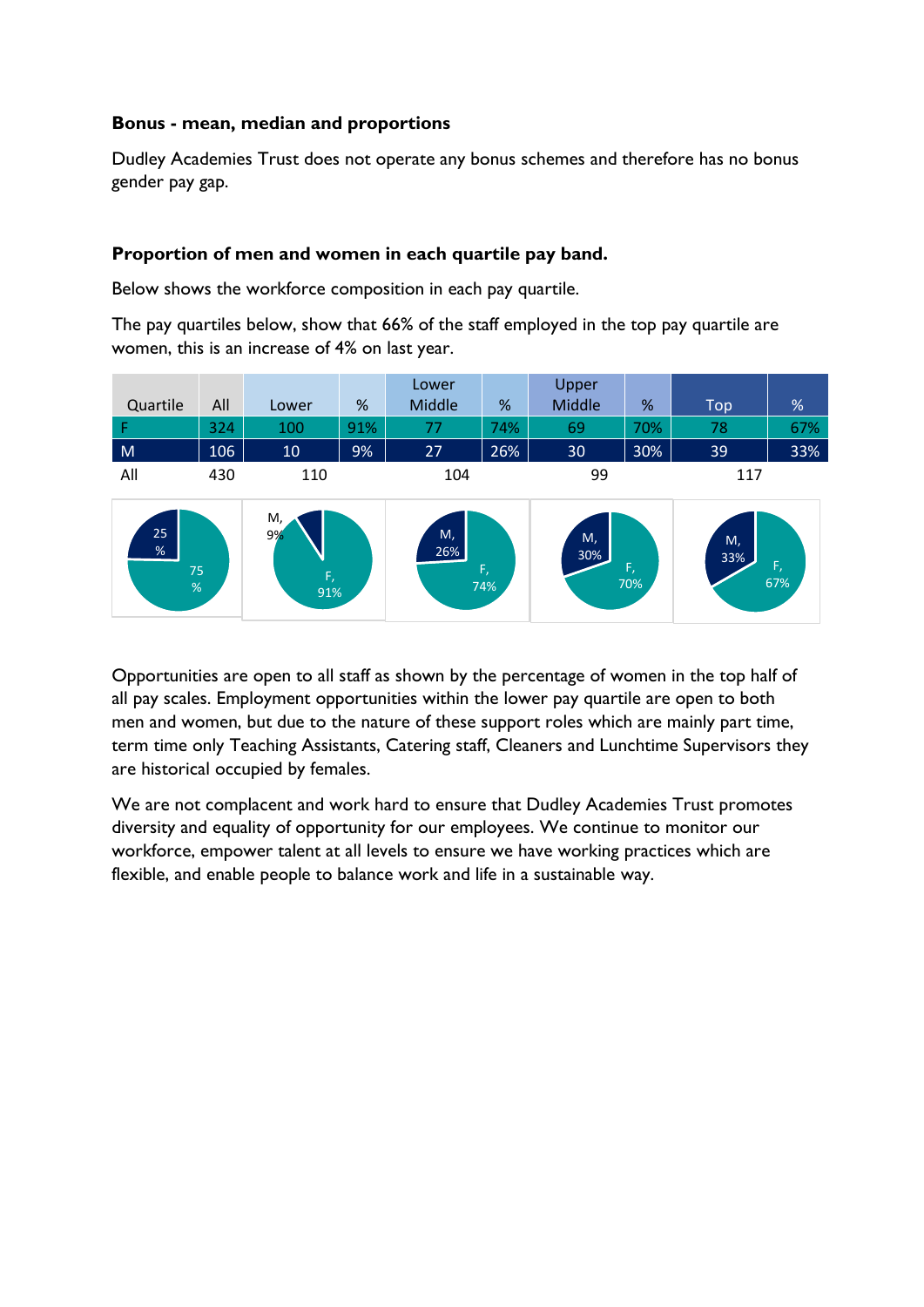**Bonus - mean, median and proportions**

Dudley Academies Trust does not operate any bonus schemes and therefore has no bonus gender pay gap.

**Proportion of men and women in each quartile pay band.**

Below shows the workforce composition in each pay quartile.

The pay quartiles below, show that 66% of the staff employed in the top pay quartile are women, this is an increase of 4% on last year.

| Quartile | All | Lower | % | Lower Middle | % | Upper Middle | % | Top | % |
|---|---|---|---|---|---|---|---|---|---|
| F | 324 | 100 | 91% | 77 | 74% | 69 | 70% | 78 | 67% |
| M | 106 | 10 | 9% | 27 | 26% | 30 | 30% | 39 | 33% |
| All | 430 | 110 | | 104 | | 99 | | 117 | |

25 %
75 %

M, 9%
F, 91%

M, 26%
F, 74%

M, 30%
F, 70%

M, 33%
F, 67%

Opportunities are open to all staff as shown by the percentage of women in the top half of all pay scales. Employment opportunities within the lower pay quartile are open to both men and women, but due to the nature of these support roles which are mainly part time, term time only Teaching Assistants, Catering staff, Cleaners and Lunchtime Supervisors they are historical occupied by females.

We are not complacent and work hard to ensure that Dudley Academies Trust promotes diversity and equality of opportunity for our employees. We continue to monitor our workforce, empower talent at all levels to ensure we have working practices which are flexible, and enable people to balance work and life in a sustainable way.